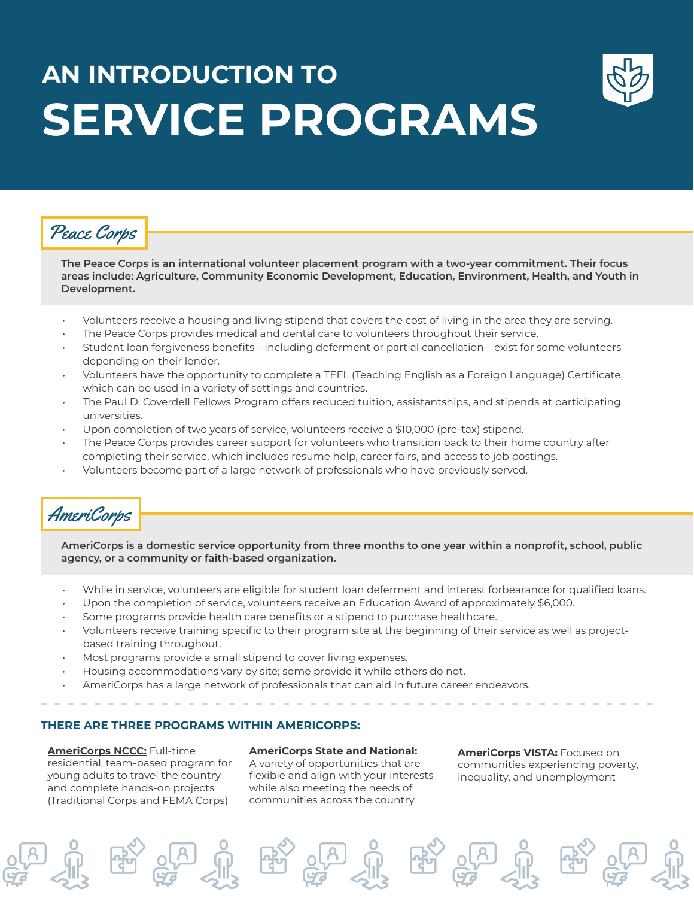# AN INTRODUCTION TO SERVICE PROGRAMS

## Peace Corps

**The Peace Corps is an international volunteer placement program with a two-year commitment. Their focus areas include: Agriculture, Community Economic Development, Education, Environment, Health, and Youth in Development.**

- Volunteers receive a housing and living stipend that covers the cost of living in the area they are serving.
- The Peace Corps provides medical and dental care to volunteers throughout their service.
- Student loan forgiveness benefits—including deferment or partial cancellation—exist for some volunteers depending on their lender.
- Volunteers have the opportunity to complete a TEFL (Teaching English as a Foreign Language) Certificate, which can be used in a variety of settings and countries.
- The Paul D. Coverdell Fellows Program offers reduced tuition, assistantships, and stipends at participating universities.
- Upon completion of two years of service, volunteers receive a $10,000 (pre-tax) stipend.
- The Peace Corps provides career support for volunteers who transition back to their home country after completing their service, which includes resume help, career fairs, and access to job postings.
- Volunteers become part of a large network of professionals who have previously served.

## AmeriCorps

**AmeriCorps is a domestic service opportunity from three months to one year within a nonprofit, school, public agency, or a community or faith-based organization.**

- While in service, volunteers are eligible for student loan deferment and interest forbearance for qualified loans.
- Upon the completion of service, volunteers receive an Education Award of approximately $6,000.
- Some programs provide health care benefits or a stipend to purchase healthcare.
- Volunteers receive training specific to their program site at the beginning of their service as well as project-based training throughout.
- Most programs provide a small stipend to cover living expenses.
- Housing accommodations vary by site; some provide it while others do not.
- AmeriCorps has a large network of professionals that can aid in future career endeavors.

### THERE ARE THREE PROGRAMS WITHIN AMERICORPS:

**AmeriCorps NCCC:** Full-time residential, team-based program for young adults to travel the country and complete hands-on projects (Traditional Corps and FEMA Corps)

**AmeriCorps State and National:** A variety of opportunities that are flexible and align with your interests while also meeting the needs of communities across the country

**AmeriCorps VISTA:** Focused on communities experiencing poverty, inequality, and unemployment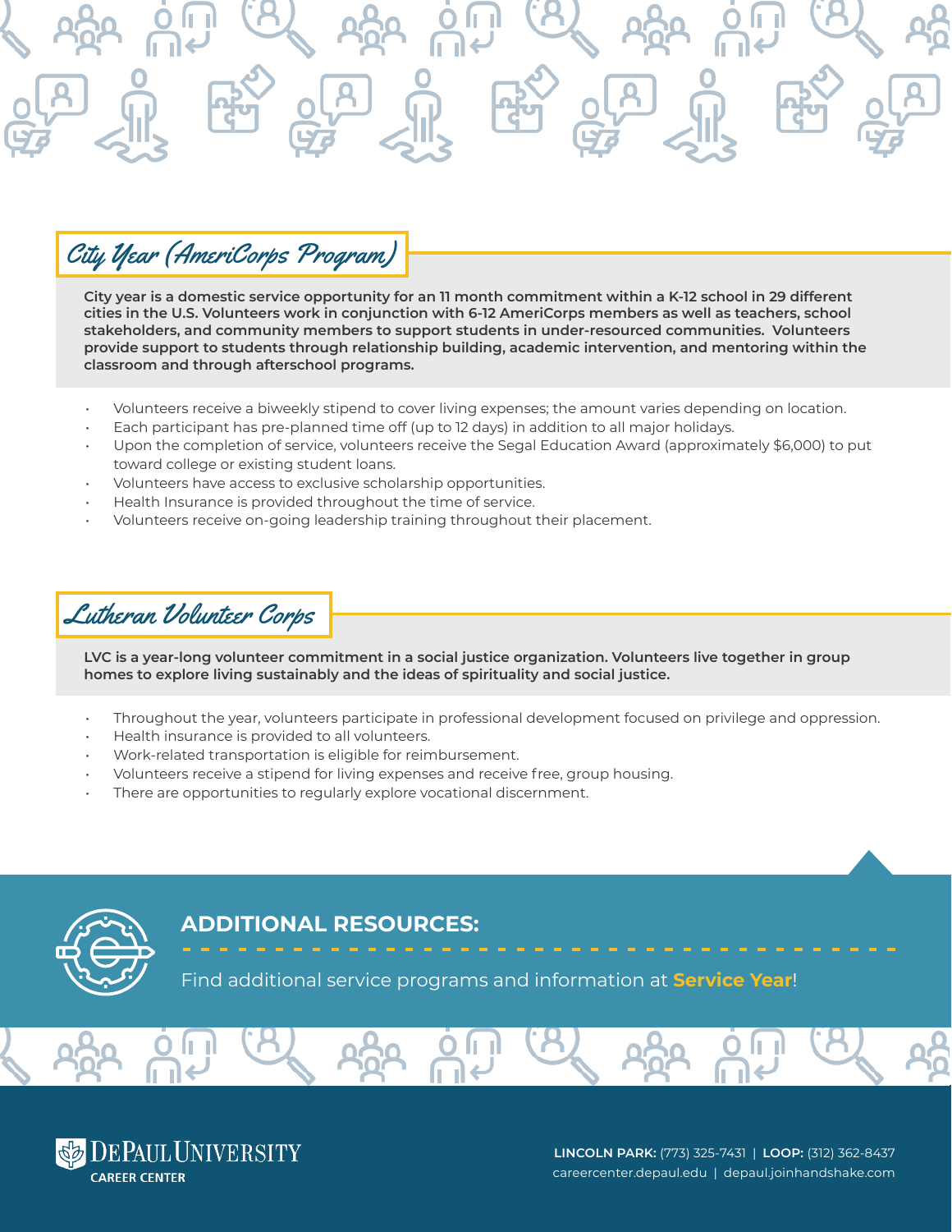## City Year (AmeriCorps Program)

**City year is a domestic service opportunity for an 11 month commitment within a K-12 school in 29 different cities in the U.S. Volunteers work in conjunction with 6-12 AmeriCorps members as well as teachers, school stakeholders, and community members to support students in under-resourced communities. Volunteers provide support to students through relationship building, academic intervention, and mentoring within the classroom and through afterschool programs.**

- Volunteers receive a biweekly stipend to cover living expenses; the amount varies depending on location.
- Each participant has pre-planned time off (up to 12 days) in addition to all major holidays.
- Upon the completion of service, volunteers receive the Segal Education Award (approximately $6,000) to put toward college or existing student loans.
- Volunteers have access to exclusive scholarship opportunities.
- Health Insurance is provided throughout the time of service.
- Volunteers receive on-going leadership training throughout their placement.

## Lutheran Volunteer Corps

**LVC is a year-long volunteer commitment in a social justice organization. Volunteers live together in group homes to explore living sustainably and the ideas of spirituality and social justice.**

- Throughout the year, volunteers participate in professional development focused on privilege and oppression.
- Health insurance is provided to all volunteers.
- Work-related transportation is eligible for reimbursement.
- Volunteers receive a stipend for living expenses and receive free, group housing.
- There are opportunities to regularly explore vocational discernment.

## ADDITIONAL RESOURCES:

Find additional service programs and information at **Service Year**!

DePaul University Career Center

**LINCOLN PARK:** (773) 325-7431 | **LOOP:** (312) 362-8437
careercenter.depaul.edu | depaul.joinhandshake.com